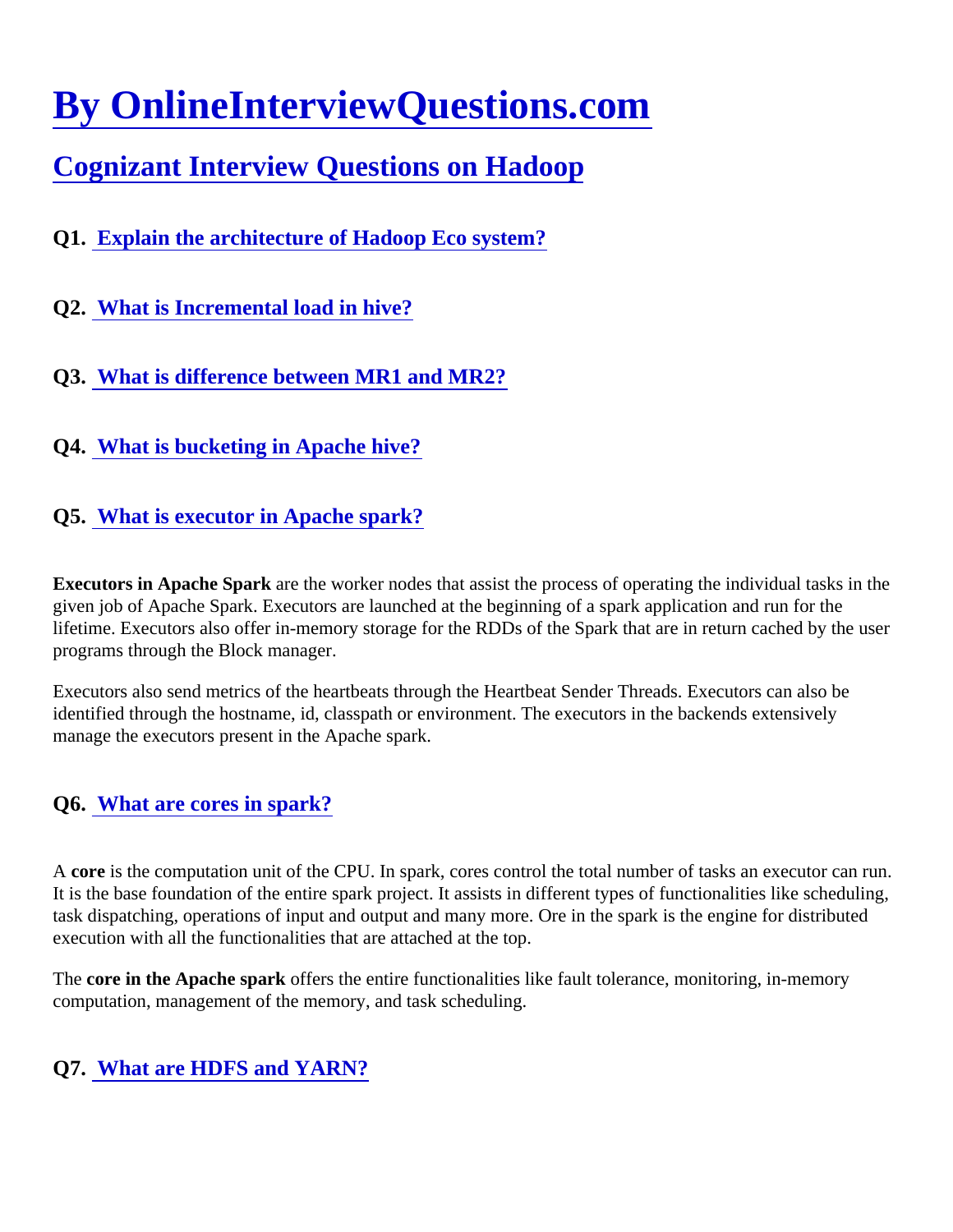# By OnlineInterviewQuestions.com

## Cognizant Interview Questions on Hadoop

### Q1. Explain the architecture of Hadoop Eco system?

### Q2. What is Incremental load in hive?

### Q3. What is difference between MR1 and MR2?

### Q4. What is bucketing in Apache hive?

### Q5. What is executor in Apache spark?

**Executors in Apache Spark** are the worker nodes that assist the process of operating the individual tasks in the given job of Apache Spark. Executors are launched at the beginning of a spark application and run for the lifetime. Executors also offer in-memory storage for the RDDs of the Spark that are in return cached by the user programs through the Block manager.

Executors also send metrics of the heartbeats through the Heartbeat Sender Threads. Executors can also be identified through the hostname, id, classpath or environment. The executors in the backends extensively manage the executors present in the Apache spark.

### Q6. What are cores in spark?

A **core** is the computation unit of the CPU. In spark, cores control the total number of tasks an executor can run. It is the base foundation of the entire spark project. It assists in different types of functionalities like scheduling, task dispatching, operations of input and output and many more. Ore in the spark is the engine for distributed execution with all the functionalities that are attached at the top.

The **core in the Apache spark** offers the entire functionalities like fault tolerance, monitoring, in-memory computation, management of the memory, and task scheduling.

### Q7. What are HDFS and YARN?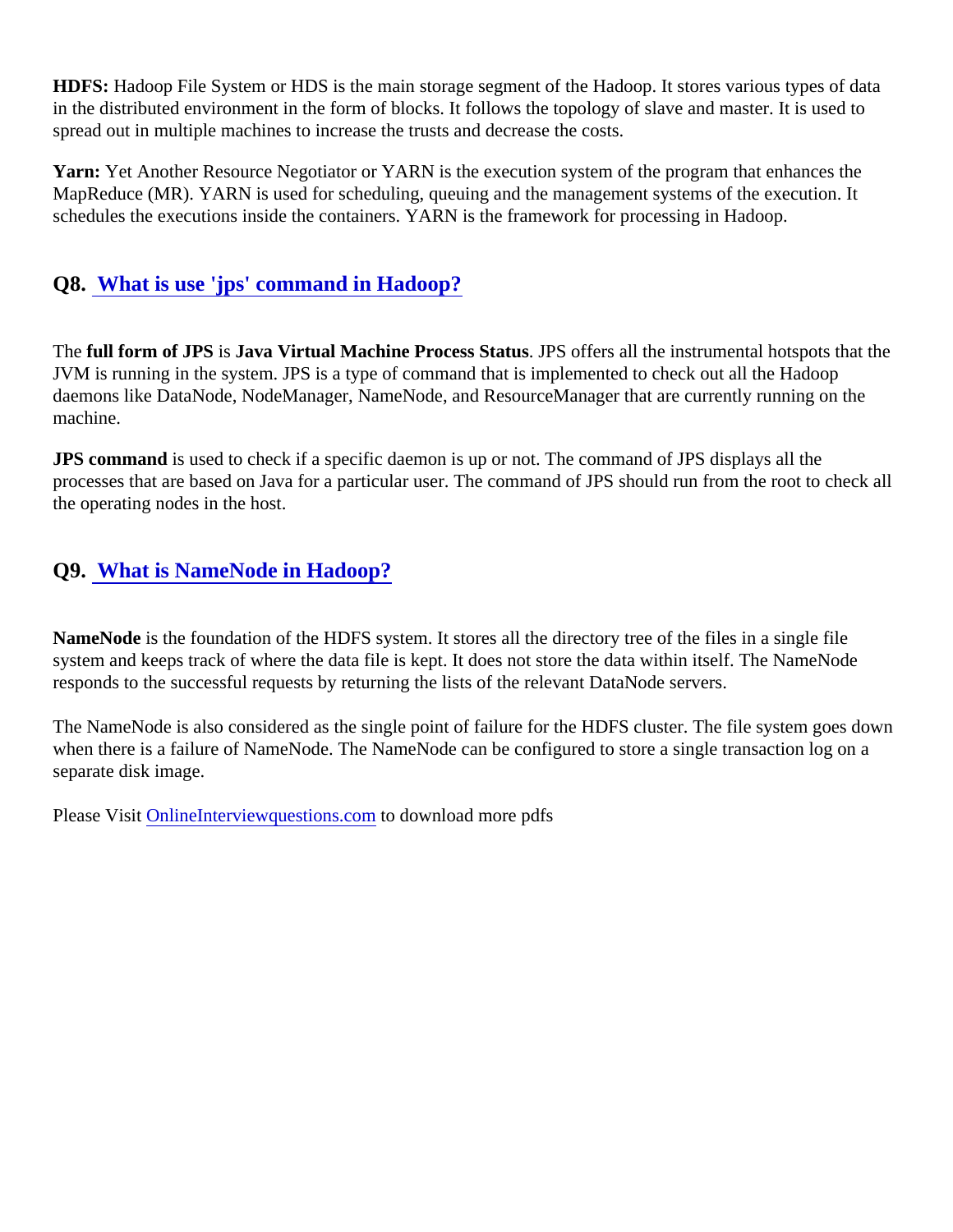**HDFS:** Hadoop File System or HDS is the main storage segment of the Hadoop. It stores various types of data in the distributed environment in the form of blocks. It follows the topology of slave and master. It is used to spread out in multiple machines to increase the trusts and decrease the costs.

**Yarn:** Yet Another Resource Negotiator or YARN is the execution system of the program that enhances the MapReduce (MR). YARN is used for scheduling, queuing and the management systems of the execution. It schedules the executions inside the containers. YARN is the framework for processing in Hadoop.

## Q8. What is use 'jps' command in Hadoop?

The **full form of JPS** is **Java Virtual Machine Process Status**. JPS offers all the instrumental hotspots that the JVM is running in the system. JPS is a type of command that is implemented to check out all the Hadoop daemons like DataNode, NodeManager, NameNode, and ResourceManager that are currently running on the machine.

**JPS command** is used to check if a specific daemon is up or not. The command of JPS displays all the processes that are based on Java for a particular user. The command of JPS should run from the root to check all the operating nodes in the host.

## Q9. What is NameNode in Hadoop?

**NameNode** is the foundation of the HDFS system. It stores all the directory tree of the files in a single file system and keeps track of where the data file is kept. It does not store the data within itself. The NameNode responds to the successful requests by returning the lists of the relevant DataNode servers.

The NameNode is also considered as the single point of failure for the HDFS cluster. The file system goes down when there is a failure of NameNode. The NameNode can be configured to store a single transaction log on a separate disk image.

Please Visit OnlineInterviewquestions.com to download more pdfs